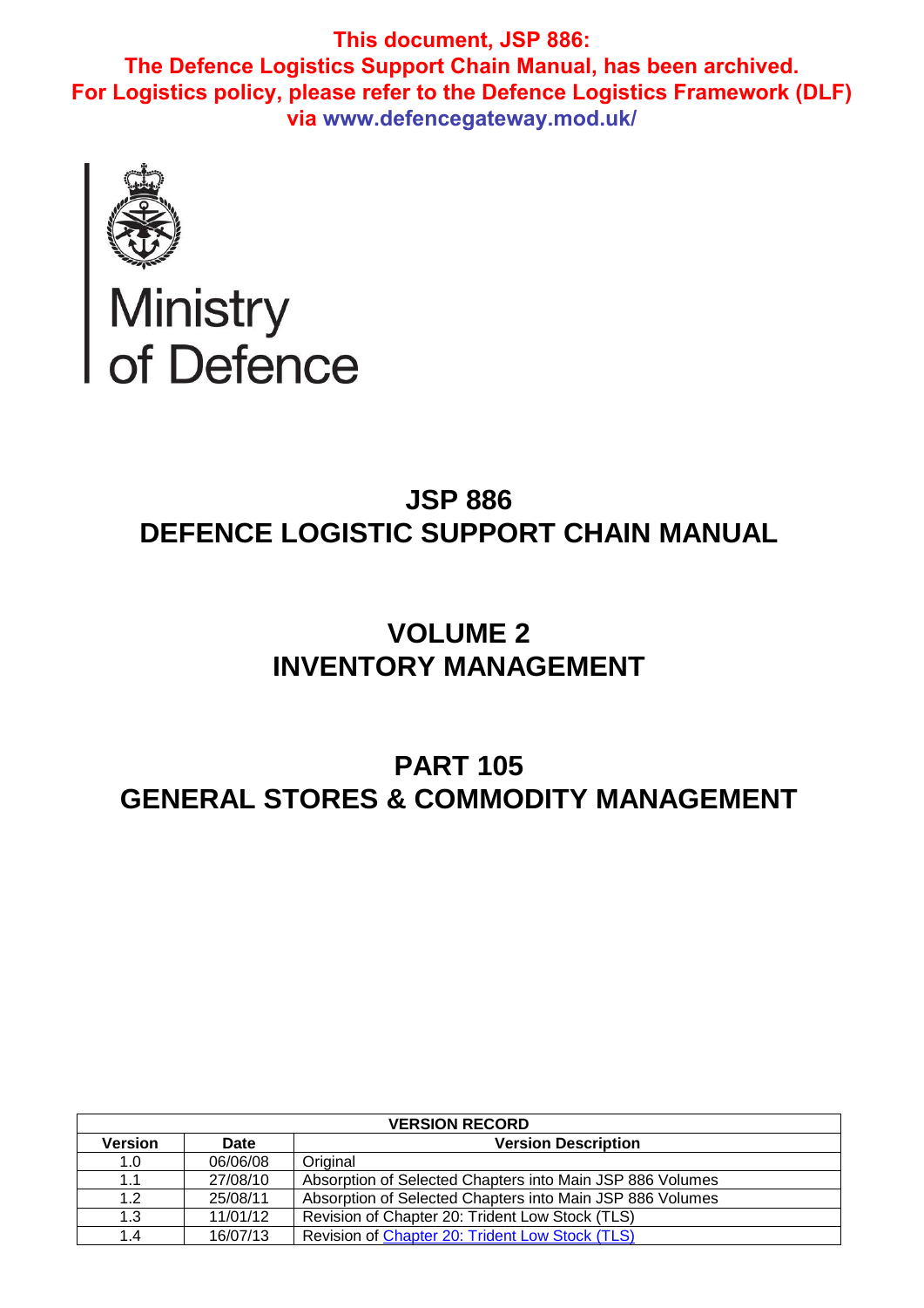**This document, JSP 886:**
**The Defence Logistics Support Chain Manual, has been archived.**
**For Logistics policy, please refer to the Defence Logistics Framework (DLF)**
**via www.defencegateway.mod.uk/**

Ministry
of Defence

# JSP 886
# DEFENCE LOGISTIC SUPPORT CHAIN MANUAL

# VOLUME 2
# INVENTORY MANAGEMENT

# PART 105
# GENERAL STORES & COMMODITY MANAGEMENT

| VERSION RECORD | | |
|---|---|---|
| **Version** | **Date** | **Version Description** |
| 1.0 | 06/06/08 | Original |
| 1.1 | 27/08/10 | Absorption of Selected Chapters into Main JSP 886 Volumes |
| 1.2 | 25/08/11 | Absorption of Selected Chapters into Main JSP 886 Volumes |
| 1.3 | 11/01/12 | Revision of Chapter 20: Trident Low Stock (TLS) |
| 1.4 | 16/07/13 | Revision of Chapter 20: Trident Low Stock (TLS) |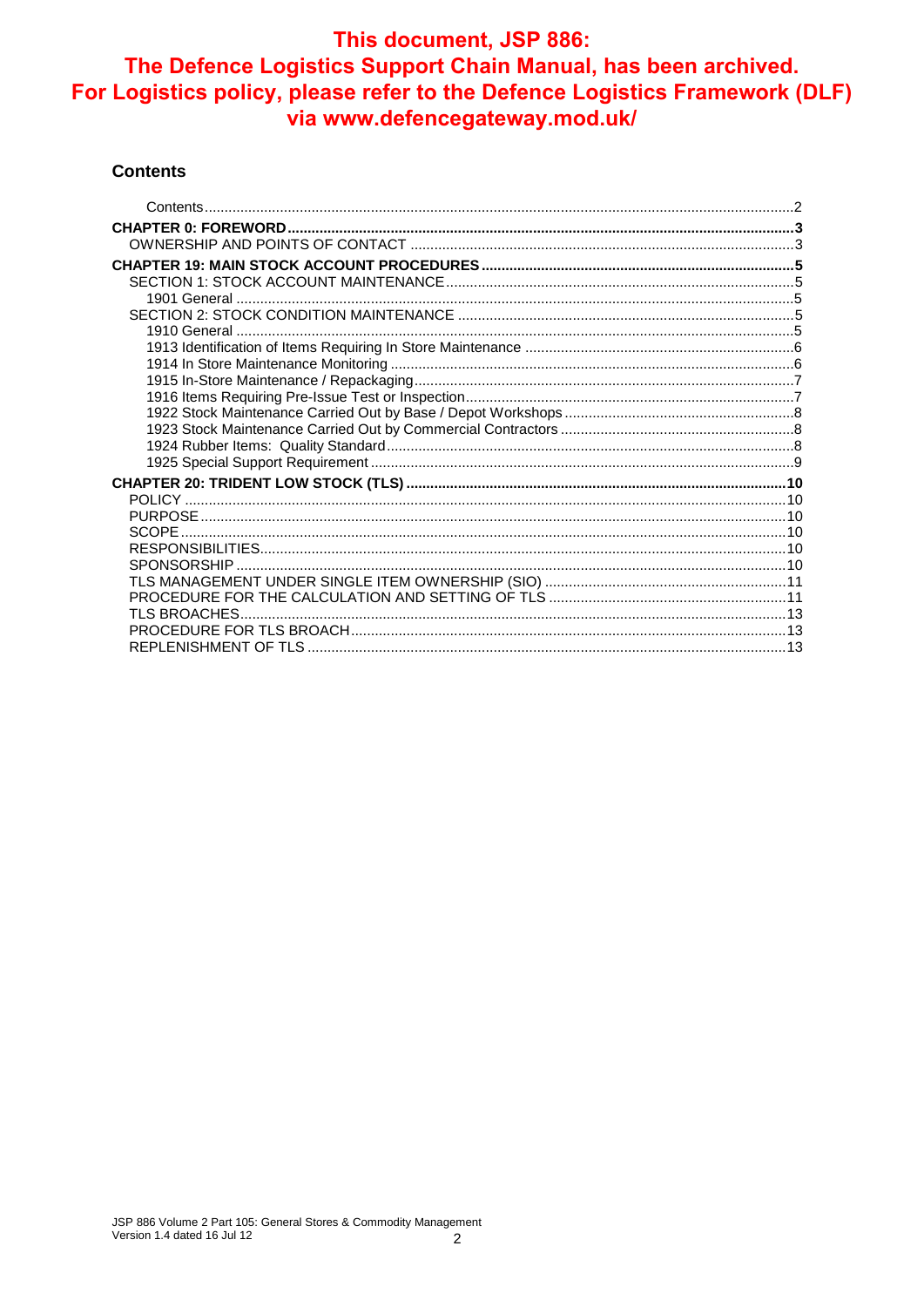**This document, JSP 886:**
**The Defence Logistics Support Chain Manual, has been archived.**
**For Logistics policy, please refer to the Defence Logistics Framework (DLF) via www.defencegateway.mod.uk/**

## Contents

Contents ........ 2

**CHAPTER 0: FOREWORD ........ 3**

OWNERSHIP AND POINTS OF CONTACT ........ 3

**CHAPTER 19: MAIN STOCK ACCOUNT PROCEDURES ........ 5**

SECTION 1: STOCK ACCOUNT MAINTENANCE ........ 5

1901 General ........ 5

SECTION 2: STOCK CONDITION MAINTENANCE ........ 5

1910 General ........ 5

1913 Identification of Items Requiring In Store Maintenance ........ 6

1914 In Store Maintenance Monitoring ........ 6

1915 In-Store Maintenance / Repackaging ........ 7

1916 Items Requiring Pre-Issue Test or Inspection ........ 7

1922 Stock Maintenance Carried Out by Base / Depot Workshops ........ 8

1923 Stock Maintenance Carried Out by Commercial Contractors ........ 8

1924 Rubber Items: Quality Standard ........ 8

1925 Special Support Requirement ........ 9

**CHAPTER 20: TRIDENT LOW STOCK (TLS) ........ 10**

POLICY ........ 10

PURPOSE ........ 10

SCOPE ........ 10

RESPONSIBILITIES ........ 10

SPONSORSHIP ........ 10

TLS MANAGEMENT UNDER SINGLE ITEM OWNERSHIP (SIO) ........ 11

PROCEDURE FOR THE CALCULATION AND SETTING OF TLS ........ 11

TLS BROACHES ........ 13

PROCEDURE FOR TLS BROACH ........ 13

REPLENISHMENT OF TLS ........ 13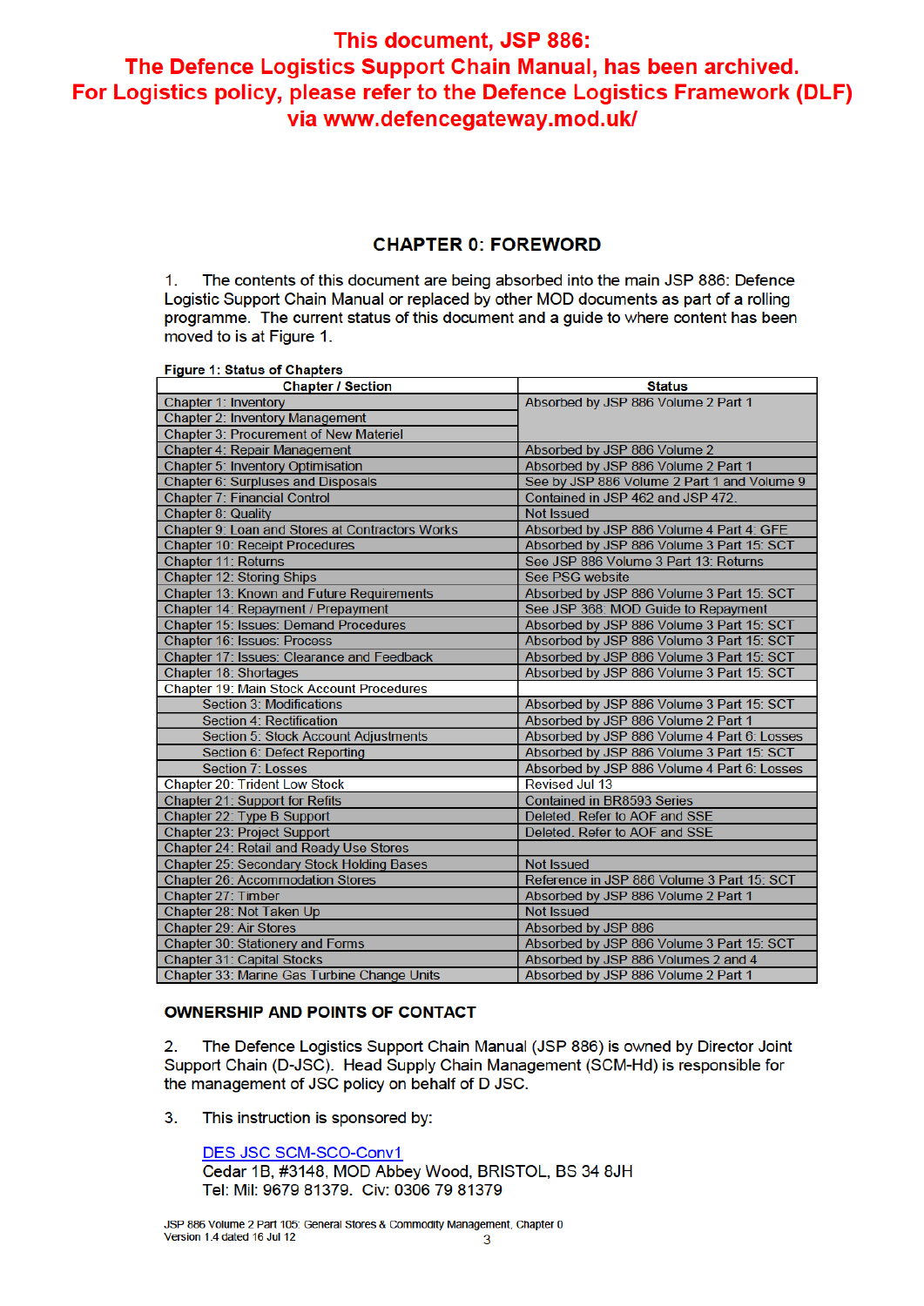**This document, JSP 886: The Defence Logistics Support Chain Manual, has been archived. For Logistics policy, please refer to the Defence Logistics Framework (DLF) via www.defencegateway.mod.uk/**

## CHAPTER 0: FOREWORD

1. The contents of this document are being absorbed into the main JSP 886: Defence Logistic Support Chain Manual or replaced by other MOD documents as part of a rolling programme. The current status of this document and a guide to where content has been moved to is at Figure 1.

**Figure 1: Status of Chapters**

| Chapter / Section | Status |
|---|---|
| Chapter 1: Inventory | Absorbed by JSP 886 Volume 2 Part 1 |
| Chapter 2: Inventory Management | |
| Chapter 3: Procurement of New Materiel | |
| Chapter 4: Repair Management | Absorbed by JSP 886 Volume 2 |
| Chapter 5: Inventory Optimisation | Absorbed by JSP 886 Volume 2 Part 1 |
| Chapter 6: Surpluses and Disposals | See by JSP 886 Volume 2 Part 1 and Volume 9 |
| Chapter 7: Financial Control | Contained in JSP 462 and JSP 472. |
| Chapter 8: Quality | Not Issued |
| Chapter 9: Loan and Stores at Contractors Works | Absorbed by JSP 886 Volume 4 Part 4: GFE |
| Chapter 10: Receipt Procedures | Absorbed by JSP 886 Volume 3 Part 15: SCT |
| Chapter 11: Returns | See JSP 886 Volume 3 Part 13: Returns |
| Chapter 12: Storing Ships | See PSG website |
| Chapter 13: Known and Future Requirements | Absorbed by JSP 886 Volume 3 Part 15: SCT |
| Chapter 14: Repayment / Prepayment | See JSP 368: MOD Guide to Repayment |
| Chapter 15: Issues: Demand Procedures | Absorbed by JSP 886 Volume 3 Part 15: SCT |
| Chapter 16: Issues: Process | Absorbed by JSP 886 Volume 3 Part 15: SCT |
| Chapter 17: Issues: Clearance and Feedback | Absorbed by JSP 886 Volume 3 Part 15: SCT |
| Chapter 18: Shortages | Absorbed by JSP 886 Volume 3 Part 15: SCT |
| Chapter 19: Main Stock Account Procedures | |
| Section 3: Modifications | Absorbed by JSP 886 Volume 3 Part 15: SCT |
| Section 4: Rectification | Absorbed by JSP 886 Volume 2 Part 1 |
| Section 5: Stock Account Adjustments | Absorbed by JSP 886 Volume 4 Part 6: Losses |
| Section 6: Defect Reporting | Absorbed by JSP 886 Volume 3 Part 15: SCT |
| Section 7: Losses | Absorbed by JSP 886 Volume 4 Part 6: Losses |
| Chapter 20: Trident Low Stock | Revised Jul 13 |
| Chapter 21: Support for Refits | Contained in BR8593 Series |
| Chapter 22: Type B Support | Deleted. Refer to AOF and SSE |
| Chapter 23: Project Support | Deleted. Refer to AOF and SSE |
| Chapter 24: Retail and Ready Use Stores | |
| Chapter 25: Secondary Stock Holding Bases | Not Issued |
| Chapter 26: Accommodation Stores | Reference in JSP 886 Volume 3 Part 15: SCT |
| Chapter 27: Timber | Absorbed by JSP 886 Volume 2 Part 1 |
| Chapter 28: Not Taken Up | Not Issued |
| Chapter 29: Air Stores | Absorbed by JSP 886 |
| Chapter 30: Stationery and Forms | Absorbed by JSP 886 Volume 3 Part 15: SCT |
| Chapter 31: Capital Stocks | Absorbed by JSP 886 Volumes 2 and 4 |
| Chapter 33: Marine Gas Turbine Change Units | Absorbed by JSP 886 Volume 2 Part 1 |

### OWNERSHIP AND POINTS OF CONTACT

2. The Defence Logistics Support Chain Manual (JSP 886) is owned by Director Joint Support Chain (D-JSC). Head Supply Chain Management (SCM-Hd) is responsible for the management of JSC policy on behalf of D JSC.

3. This instruction is sponsored by:

DES JSC SCM-SCO-Conv1
Cedar 1B, #3148, MOD Abbey Wood, BRISTOL, BS 34 8JH
Tel: Mil: 9679 81379. Civ: 0306 79 81379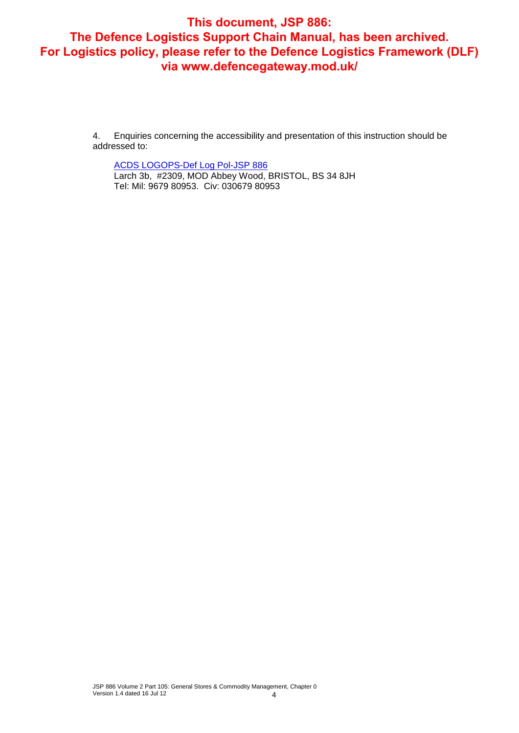**This document, JSP 886: The Defence Logistics Support Chain Manual, has been archived. For Logistics policy, please refer to the Defence Logistics Framework (DLF) via www.defencegateway.mod.uk/**

4. Enquiries concerning the accessibility and presentation of this instruction should be addressed to:

ACDS LOGOPS-Def Log Pol-JSP 886
Larch 3b, #2309, MOD Abbey Wood, BRISTOL, BS 34 8JH
Tel: Mil: 9679 80953. Civ: 030679 80953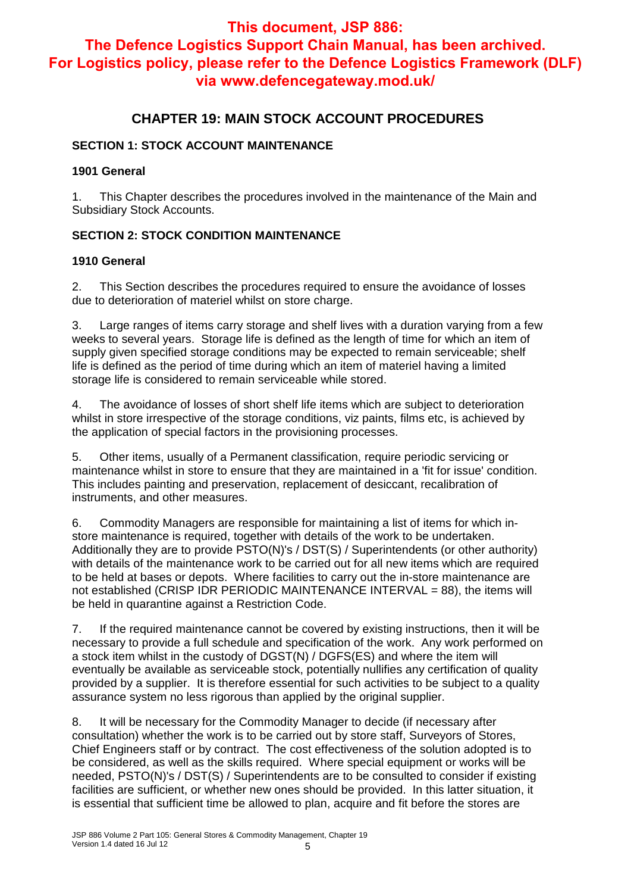**This document, JSP 886: The Defence Logistics Support Chain Manual, has been archived. For Logistics policy, please refer to the Defence Logistics Framework (DLF) via www.defencegateway.mod.uk/**

# CHAPTER 19: MAIN STOCK ACCOUNT PROCEDURES

## SECTION 1: STOCK ACCOUNT MAINTENANCE

### 1901 General

1. This Chapter describes the procedures involved in the maintenance of the Main and Subsidiary Stock Accounts.

## SECTION 2: STOCK CONDITION MAINTENANCE

### 1910 General

2. This Section describes the procedures required to ensure the avoidance of losses due to deterioration of materiel whilst on store charge.

3. Large ranges of items carry storage and shelf lives with a duration varying from a few weeks to several years. Storage life is defined as the length of time for which an item of supply given specified storage conditions may be expected to remain serviceable; shelf life is defined as the period of time during which an item of materiel having a limited storage life is considered to remain serviceable while stored.

4. The avoidance of losses of short shelf life items which are subject to deterioration whilst in store irrespective of the storage conditions, viz paints, films etc, is achieved by the application of special factors in the provisioning processes.

5. Other items, usually of a Permanent classification, require periodic servicing or maintenance whilst in store to ensure that they are maintained in a 'fit for issue' condition. This includes painting and preservation, replacement of desiccant, recalibration of instruments, and other measures.

6. Commodity Managers are responsible for maintaining a list of items for which in-store maintenance is required, together with details of the work to be undertaken. Additionally they are to provide PSTO(N)'s / DST(S) / Superintendents (or other authority) with details of the maintenance work to be carried out for all new items which are required to be held at bases or depots. Where facilities to carry out the in-store maintenance are not established (CRISP IDR PERIODIC MAINTENANCE INTERVAL = 88), the items will be held in quarantine against a Restriction Code.

7. If the required maintenance cannot be covered by existing instructions, then it will be necessary to provide a full schedule and specification of the work. Any work performed on a stock item whilst in the custody of DGST(N) / DGFS(ES) and where the item will eventually be available as serviceable stock, potentially nullifies any certification of quality provided by a supplier. It is therefore essential for such activities to be subject to a quality assurance system no less rigorous than applied by the original supplier.

8. It will be necessary for the Commodity Manager to decide (if necessary after consultation) whether the work is to be carried out by store staff, Surveyors of Stores, Chief Engineers staff or by contract. The cost effectiveness of the solution adopted is to be considered, as well as the skills required. Where special equipment or works will be needed, PSTO(N)'s / DST(S) / Superintendents are to be consulted to consider if existing facilities are sufficient, or whether new ones should be provided. In this latter situation, it is essential that sufficient time be allowed to plan, acquire and fit before the stores are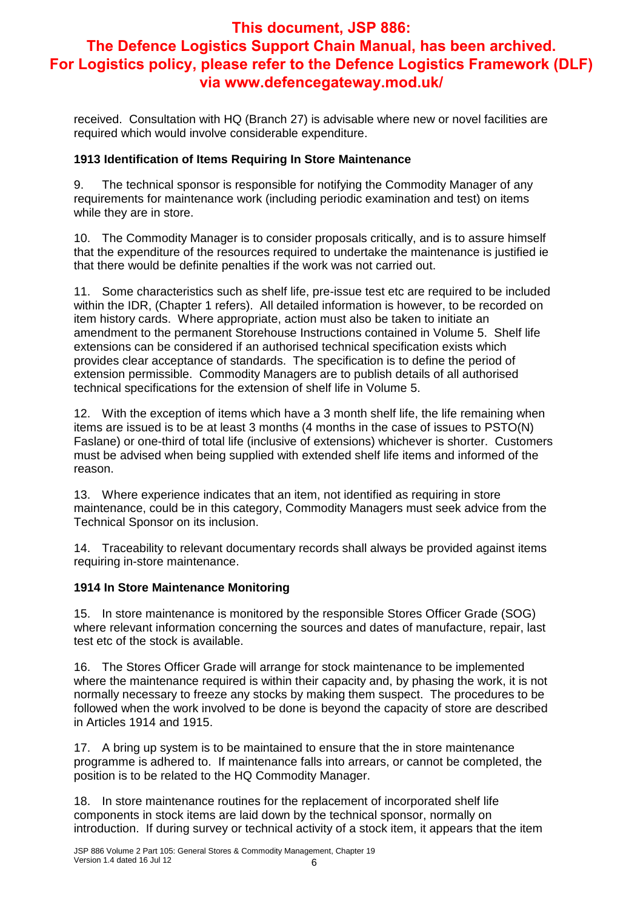received. Consultation with HQ (Branch 27) is advisable where new or novel facilities are required which would involve considerable expenditure.

### 1913 Identification of Items Requiring In Store Maintenance

9. The technical sponsor is responsible for notifying the Commodity Manager of any requirements for maintenance work (including periodic examination and test) on items while they are in store.

10. The Commodity Manager is to consider proposals critically, and is to assure himself that the expenditure of the resources required to undertake the maintenance is justified ie that there would be definite penalties if the work was not carried out.

11. Some characteristics such as shelf life, pre-issue test etc are required to be included within the IDR, (Chapter 1 refers). All detailed information is however, to be recorded on item history cards. Where appropriate, action must also be taken to initiate an amendment to the permanent Storehouse Instructions contained in Volume 5. Shelf life extensions can be considered if an authorised technical specification exists which provides clear acceptance of standards. The specification is to define the period of extension permissible. Commodity Managers are to publish details of all authorised technical specifications for the extension of shelf life in Volume 5.

12. With the exception of items which have a 3 month shelf life, the life remaining when items are issued is to be at least 3 months (4 months in the case of issues to PSTO(N) Faslane) or one-third of total life (inclusive of extensions) whichever is shorter. Customers must be advised when being supplied with extended shelf life items and informed of the reason.

13. Where experience indicates that an item, not identified as requiring in store maintenance, could be in this category, Commodity Managers must seek advice from the Technical Sponsor on its inclusion.

14. Traceability to relevant documentary records shall always be provided against items requiring in-store maintenance.

### 1914 In Store Maintenance Monitoring

15. In store maintenance is monitored by the responsible Stores Officer Grade (SOG) where relevant information concerning the sources and dates of manufacture, repair, last test etc of the stock is available.

16. The Stores Officer Grade will arrange for stock maintenance to be implemented where the maintenance required is within their capacity and, by phasing the work, it is not normally necessary to freeze any stocks by making them suspect. The procedures to be followed when the work involved to be done is beyond the capacity of store are described in Articles 1914 and 1915.

17. A bring up system is to be maintained to ensure that the in store maintenance programme is adhered to. If maintenance falls into arrears, or cannot be completed, the position is to be related to the HQ Commodity Manager.

18. In store maintenance routines for the replacement of incorporated shelf life components in stock items are laid down by the technical sponsor, normally on introduction. If during survey or technical activity of a stock item, it appears that the item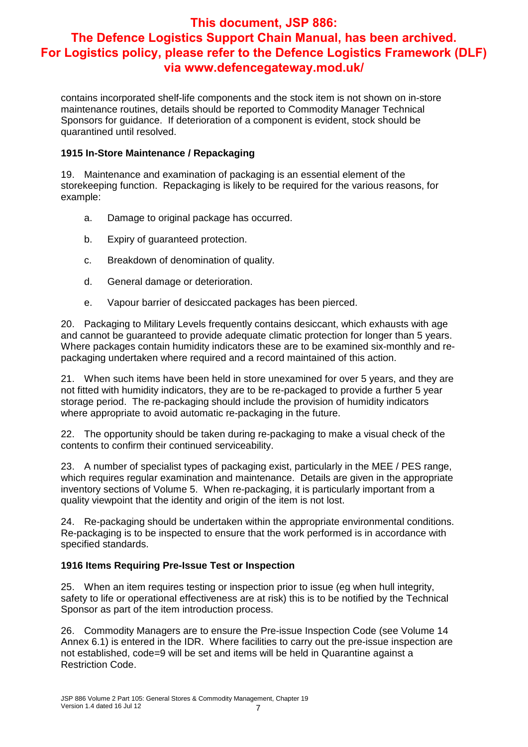contains incorporated shelf-life components and the stock item is not shown on in-store maintenance routines, details should be reported to Commodity Manager Technical Sponsors for guidance. If deterioration of a component is evident, stock should be quarantined until resolved.

### 1915 In-Store Maintenance / Repackaging

19. Maintenance and examination of packaging is an essential element of the storekeeping function. Repackaging is likely to be required for the various reasons, for example:

  a. Damage to original package has occurred.

  b. Expiry of guaranteed protection.

  c. Breakdown of denomination of quality.

  d. General damage or deterioration.

  e. Vapour barrier of desiccated packages has been pierced.

20. Packaging to Military Levels frequently contains desiccant, which exhausts with age and cannot be guaranteed to provide adequate climatic protection for longer than 5 years. Where packages contain humidity indicators these are to be examined six-monthly and re-packaging undertaken where required and a record maintained of this action.

21. When such items have been held in store unexamined for over 5 years, and they are not fitted with humidity indicators, they are to be re-packaged to provide a further 5 year storage period. The re-packaging should include the provision of humidity indicators where appropriate to avoid automatic re-packaging in the future.

22. The opportunity should be taken during re-packaging to make a visual check of the contents to confirm their continued serviceability.

23. A number of specialist types of packaging exist, particularly in the MEE / PES range, which requires regular examination and maintenance. Details are given in the appropriate inventory sections of Volume 5. When re-packaging, it is particularly important from a quality viewpoint that the identity and origin of the item is not lost.

24. Re-packaging should be undertaken within the appropriate environmental conditions. Re-packaging is to be inspected to ensure that the work performed is in accordance with specified standards.

### 1916 Items Requiring Pre-Issue Test or Inspection

25. When an item requires testing or inspection prior to issue (eg when hull integrity, safety to life or operational effectiveness are at risk) this is to be notified by the Technical Sponsor as part of the item introduction process.

26. Commodity Managers are to ensure the Pre-issue Inspection Code (see Volume 14 Annex 6.1) is entered in the IDR. Where facilities to carry out the pre-issue inspection are not established, code=9 will be set and items will be held in Quarantine against a Restriction Code.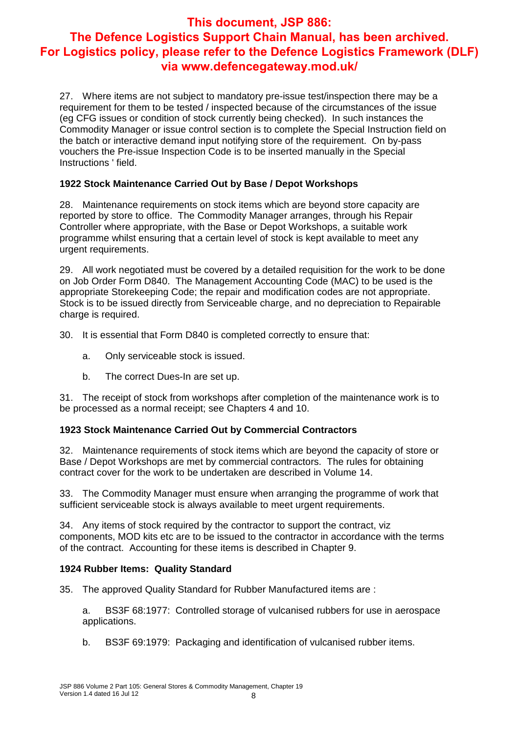27. Where items are not subject to mandatory pre-issue test/inspection there may be a requirement for them to be tested / inspected because of the circumstances of the issue (eg CFG issues or condition of stock currently being checked). In such instances the Commodity Manager or issue control section is to complete the Special Instruction field on the batch or interactive demand input notifying store of the requirement. On by-pass vouchers the Pre-issue Inspection Code is to be inserted manually in the Special Instructions ' field.

### 1922 Stock Maintenance Carried Out by Base / Depot Workshops

28. Maintenance requirements on stock items which are beyond store capacity are reported by store to office. The Commodity Manager arranges, through his Repair Controller where appropriate, with the Base or Depot Workshops, a suitable work programme whilst ensuring that a certain level of stock is kept available to meet any urgent requirements.

29. All work negotiated must be covered by a detailed requisition for the work to be done on Job Order Form D840. The Management Accounting Code (MAC) to be used is the appropriate Storekeeping Code; the repair and modification codes are not appropriate. Stock is to be issued directly from Serviceable charge, and no depreciation to Repairable charge is required.

30. It is essential that Form D840 is completed correctly to ensure that:

a. Only serviceable stock is issued.

b. The correct Dues-In are set up.

31. The receipt of stock from workshops after completion of the maintenance work is to be processed as a normal receipt; see Chapters 4 and 10.

### 1923 Stock Maintenance Carried Out by Commercial Contractors

32. Maintenance requirements of stock items which are beyond the capacity of store or Base / Depot Workshops are met by commercial contractors. The rules for obtaining contract cover for the work to be undertaken are described in Volume 14.

33. The Commodity Manager must ensure when arranging the programme of work that sufficient serviceable stock is always available to meet urgent requirements.

34. Any items of stock required by the contractor to support the contract, viz components, MOD kits etc are to be issued to the contractor in accordance with the terms of the contract. Accounting for these items is described in Chapter 9.

### 1924 Rubber Items: Quality Standard

35. The approved Quality Standard for Rubber Manufactured items are :

a. BS3F 68:1977: Controlled storage of vulcanised rubbers for use in aerospace applications.

b. BS3F 69:1979: Packaging and identification of vulcanised rubber items.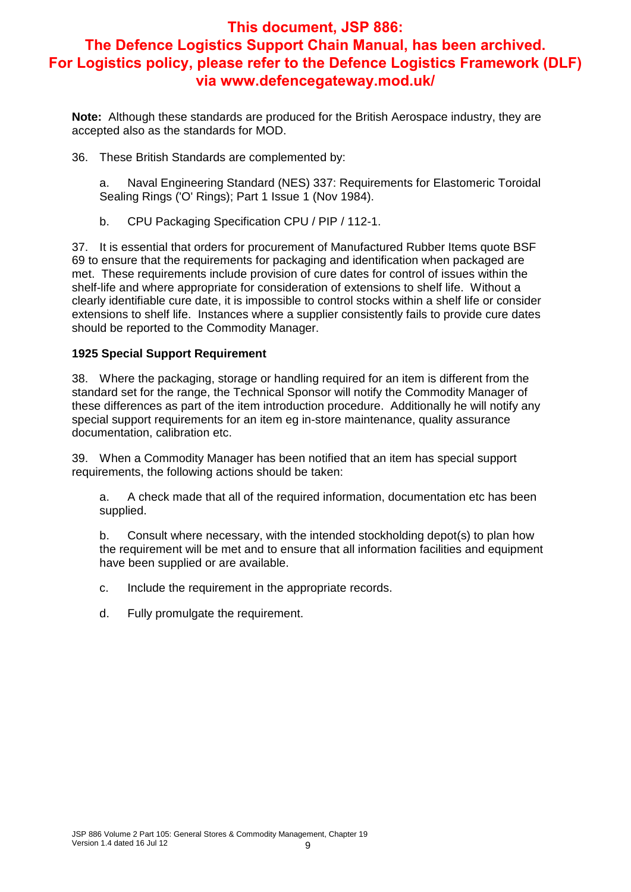**This document, JSP 886: The Defence Logistics Support Chain Manual, has been archived. For Logistics policy, please refer to the Defence Logistics Framework (DLF) via www.defencegateway.mod.uk/**

**Note:** Although these standards are produced for the British Aerospace industry, they are accepted also as the standards for MOD.

36. These British Standards are complemented by:

a. Naval Engineering Standard (NES) 337: Requirements for Elastomeric Toroidal Sealing Rings ('O' Rings); Part 1 Issue 1 (Nov 1984).

b. CPU Packaging Specification CPU / PIP / 112-1.

37. It is essential that orders for procurement of Manufactured Rubber Items quote BSF 69 to ensure that the requirements for packaging and identification when packaged are met. These requirements include provision of cure dates for control of issues within the shelf-life and where appropriate for consideration of extensions to shelf life. Without a clearly identifiable cure date, it is impossible to control stocks within a shelf life or consider extensions to shelf life. Instances where a supplier consistently fails to provide cure dates should be reported to the Commodity Manager.

### 1925 Special Support Requirement

38. Where the packaging, storage or handling required for an item is different from the standard set for the range, the Technical Sponsor will notify the Commodity Manager of these differences as part of the item introduction procedure. Additionally he will notify any special support requirements for an item eg in-store maintenance, quality assurance documentation, calibration etc.

39. When a Commodity Manager has been notified that an item has special support requirements, the following actions should be taken:

a. A check made that all of the required information, documentation etc has been supplied.

b. Consult where necessary, with the intended stockholding depot(s) to plan how the requirement will be met and to ensure that all information facilities and equipment have been supplied or are available.

c. Include the requirement in the appropriate records.

d. Fully promulgate the requirement.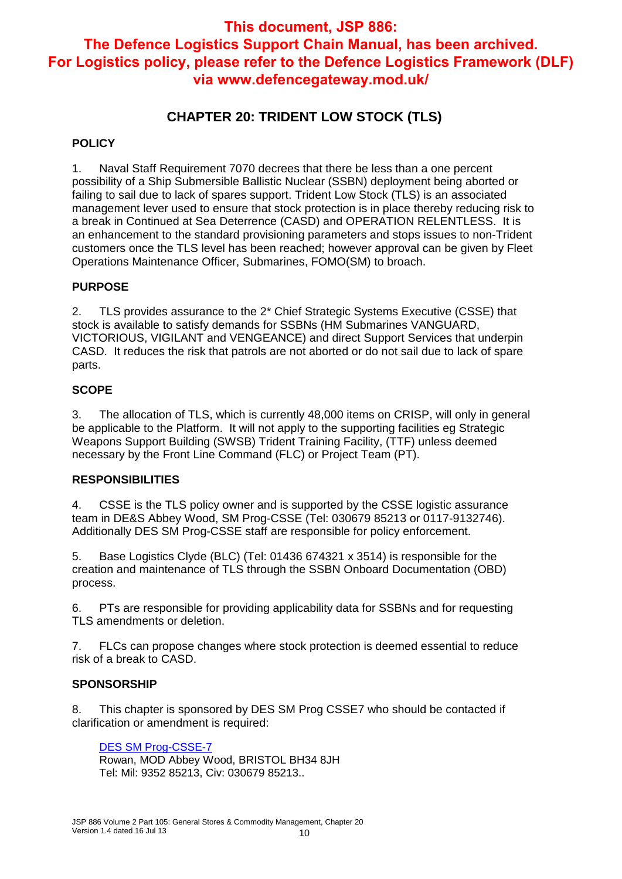**This document, JSP 886: The Defence Logistics Support Chain Manual, has been archived. For Logistics policy, please refer to the Defence Logistics Framework (DLF) via www.defencegateway.mod.uk/**

# CHAPTER 20: TRIDENT LOW STOCK (TLS)

## POLICY

1. Naval Staff Requirement 7070 decrees that there be less than a one percent possibility of a Ship Submersible Ballistic Nuclear (SSBN) deployment being aborted or failing to sail due to lack of spares support. Trident Low Stock (TLS) is an associated management lever used to ensure that stock protection is in place thereby reducing risk to a break in Continued at Sea Deterrence (CASD) and OPERATION RELENTLESS. It is an enhancement to the standard provisioning parameters and stops issues to non-Trident customers once the TLS level has been reached; however approval can be given by Fleet Operations Maintenance Officer, Submarines, FOMO(SM) to broach.

## PURPOSE

2. TLS provides assurance to the 2* Chief Strategic Systems Executive (CSSE) that stock is available to satisfy demands for SSBNs (HM Submarines VANGUARD, VICTORIOUS, VIGILANT and VENGEANCE) and direct Support Services that underpin CASD. It reduces the risk that patrols are not aborted or do not sail due to lack of spare parts.

## SCOPE

3. The allocation of TLS, which is currently 48,000 items on CRISP, will only in general be applicable to the Platform. It will not apply to the supporting facilities eg Strategic Weapons Support Building (SWSB) Trident Training Facility, (TTF) unless deemed necessary by the Front Line Command (FLC) or Project Team (PT).

## RESPONSIBILITIES

4. CSSE is the TLS policy owner and is supported by the CSSE logistic assurance team in DE&S Abbey Wood, SM Prog-CSSE (Tel: 030679 85213 or 0117-9132746). Additionally DES SM Prog-CSSE staff are responsible for policy enforcement.

5. Base Logistics Clyde (BLC) (Tel: 01436 674321 x 3514) is responsible for the creation and maintenance of TLS through the SSBN Onboard Documentation (OBD) process.

6. PTs are responsible for providing applicability data for SSBNs and for requesting TLS amendments or deletion.

7. FLCs can propose changes where stock protection is deemed essential to reduce risk of a break to CASD.

## SPONSORSHIP

8. This chapter is sponsored by DES SM Prog CSSE7 who should be contacted if clarification or amendment is required:

DES SM Prog-CSSE-7  
Rowan, MOD Abbey Wood, BRISTOL BH34 8JH  
Tel: Mil: 9352 85213, Civ: 030679 85213..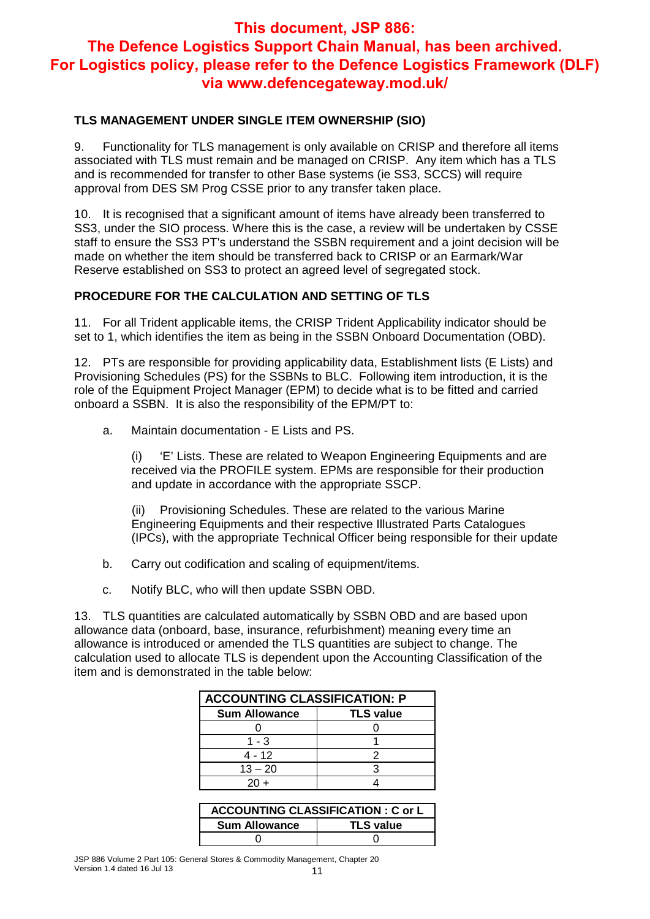This document, JSP 886:
The Defence Logistics Support Chain Manual, has been archived.
For Logistics policy, please refer to the Defence Logistics Framework (DLF) via www.defencegateway.mod.uk/

### TLS MANAGEMENT UNDER SINGLE ITEM OWNERSHIP (SIO)

9. Functionality for TLS management is only available on CRISP and therefore all items associated with TLS must remain and be managed on CRISP. Any item which has a TLS and is recommended for transfer to other Base systems (ie SS3, SCCS) will require approval from DES SM Prog CSSE prior to any transfer taken place.

10. It is recognised that a significant amount of items have already been transferred to SS3, under the SIO process. Where this is the case, a review will be undertaken by CSSE staff to ensure the SS3 PT's understand the SSBN requirement and a joint decision will be made on whether the item should be transferred back to CRISP or an Earmark/War Reserve established on SS3 to protect an agreed level of segregated stock.

### PROCEDURE FOR THE CALCULATION AND SETTING OF TLS

11. For all Trident applicable items, the CRISP Trident Applicability indicator should be set to 1, which identifies the item as being in the SSBN Onboard Documentation (OBD).

12. PTs are responsible for providing applicability data, Establishment lists (E Lists) and Provisioning Schedules (PS) for the SSBNs to BLC. Following item introduction, it is the role of the Equipment Project Manager (EPM) to decide what is to be fitted and carried onboard a SSBN. It is also the responsibility of the EPM/PT to:

a. Maintain documentation - E Lists and PS.

(i) 'E' Lists. These are related to Weapon Engineering Equipments and are received via the PROFILE system. EPMs are responsible for their production and update in accordance with the appropriate SSCP.

(ii) Provisioning Schedules. These are related to the various Marine Engineering Equipments and their respective Illustrated Parts Catalogues (IPCs), with the appropriate Technical Officer being responsible for their update

b. Carry out codification and scaling of equipment/items.

c. Notify BLC, who will then update SSBN OBD.

13. TLS quantities are calculated automatically by SSBN OBD and are based upon allowance data (onboard, base, insurance, refurbishment) meaning every time an allowance is introduced or amended the TLS quantities are subject to change. The calculation used to allocate TLS is dependent upon the Accounting Classification of the item and is demonstrated in the table below:

| ACCOUNTING CLASSIFICATION: P | |
|---|---|
| **Sum Allowance** | **TLS value** |
| 0 | 0 |
| 1 - 3 | 1 |
| 4 - 12 | 2 |
| 13 – 20 | 3 |
| 20 + | 4 |

| ACCOUNTING CLASSIFICATION : C or L | |
|---|---|
| **Sum Allowance** | **TLS value** |
| 0 | 0 |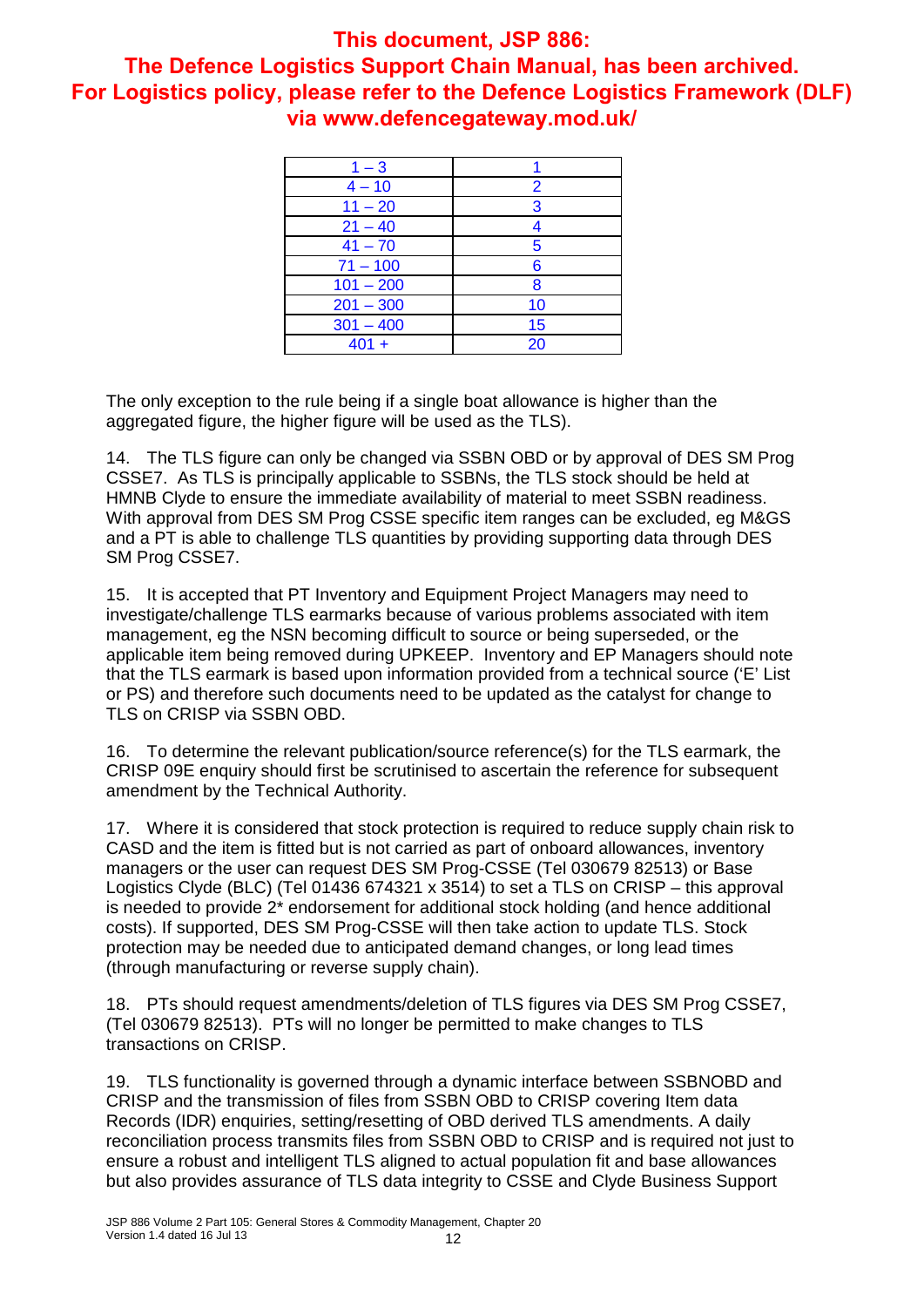**This document, JSP 886: The Defence Logistics Support Chain Manual, has been archived. For Logistics policy, please refer to the Defence Logistics Framework (DLF) via www.defencegateway.mod.uk/**

| | |
|---|---|
| 1 – 3 | 1 |
| 4 – 10 | 2 |
| 11 – 20 | 3 |
| 21 – 40 | 4 |
| 41 – 70 | 5 |
| 71 – 100 | 6 |
| 101 – 200 | 8 |
| 201 – 300 | 10 |
| 301 – 400 | 15 |
| 401 + | 20 |

The only exception to the rule being if a single boat allowance is higher than the aggregated figure, the higher figure will be used as the TLS).

14. The TLS figure can only be changed via SSBN OBD or by approval of DES SM Prog CSSE7. As TLS is principally applicable to SSBNs, the TLS stock should be held at HMNB Clyde to ensure the immediate availability of material to meet SSBN readiness. With approval from DES SM Prog CSSE specific item ranges can be excluded, eg M&GS and a PT is able to challenge TLS quantities by providing supporting data through DES SM Prog CSSE7.

15. It is accepted that PT Inventory and Equipment Project Managers may need to investigate/challenge TLS earmarks because of various problems associated with item management, eg the NSN becoming difficult to source or being superseded, or the applicable item being removed during UPKEEP. Inventory and EP Managers should note that the TLS earmark is based upon information provided from a technical source ('E' List or PS) and therefore such documents need to be updated as the catalyst for change to TLS on CRISP via SSBN OBD.

16. To determine the relevant publication/source reference(s) for the TLS earmark, the CRISP 09E enquiry should first be scrutinised to ascertain the reference for subsequent amendment by the Technical Authority.

17. Where it is considered that stock protection is required to reduce supply chain risk to CASD and the item is fitted but is not carried as part of onboard allowances, inventory managers or the user can request DES SM Prog-CSSE (Tel 030679 82513) or Base Logistics Clyde (BLC) (Tel 01436 674321 x 3514) to set a TLS on CRISP – this approval is needed to provide 2* endorsement for additional stock holding (and hence additional costs). If supported, DES SM Prog-CSSE will then take action to update TLS. Stock protection may be needed due to anticipated demand changes, or long lead times (through manufacturing or reverse supply chain).

18. PTs should request amendments/deletion of TLS figures via DES SM Prog CSSE7, (Tel 030679 82513). PTs will no longer be permitted to make changes to TLS transactions on CRISP.

19. TLS functionality is governed through a dynamic interface between SSBNOBD and CRISP and the transmission of files from SSBN OBD to CRISP covering Item data Records (IDR) enquiries, setting/resetting of OBD derived TLS amendments. A daily reconciliation process transmits files from SSBN OBD to CRISP and is required not just to ensure a robust and intelligent TLS aligned to actual population fit and base allowances but also provides assurance of TLS data integrity to CSSE and Clyde Business Support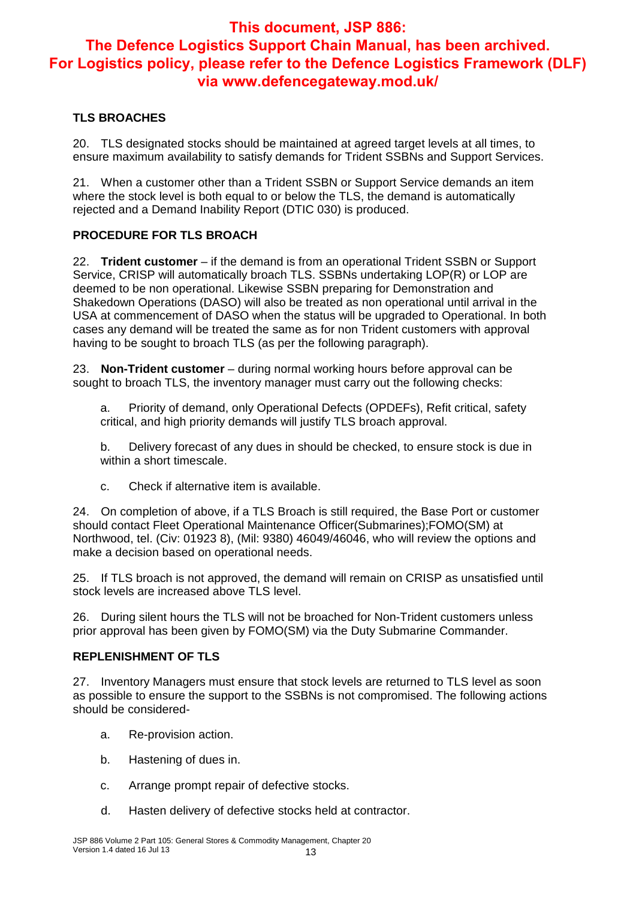**This document, JSP 886: The Defence Logistics Support Chain Manual, has been archived. For Logistics policy, please refer to the Defence Logistics Framework (DLF) via www.defencegateway.mod.uk/**

## TLS BROACHES

20. TLS designated stocks should be maintained at agreed target levels at all times, to ensure maximum availability to satisfy demands for Trident SSBNs and Support Services.

21. When a customer other than a Trident SSBN or Support Service demands an item where the stock level is both equal to or below the TLS, the demand is automatically rejected and a Demand Inability Report (DTIC 030) is produced.

## PROCEDURE FOR TLS BROACH

22. **Trident customer** – if the demand is from an operational Trident SSBN or Support Service, CRISP will automatically broach TLS. SSBNs undertaking LOP(R) or LOP are deemed to be non operational. Likewise SSBN preparing for Demonstration and Shakedown Operations (DASO) will also be treated as non operational until arrival in the USA at commencement of DASO when the status will be upgraded to Operational. In both cases any demand will be treated the same as for non Trident customers with approval having to be sought to broach TLS (as per the following paragraph).

23. **Non-Trident customer** – during normal working hours before approval can be sought to broach TLS, the inventory manager must carry out the following checks:

a. Priority of demand, only Operational Defects (OPDEFs), Refit critical, safety critical, and high priority demands will justify TLS broach approval.

b. Delivery forecast of any dues in should be checked, to ensure stock is due in within a short timescale.

c. Check if alternative item is available.

24. On completion of above, if a TLS Broach is still required, the Base Port or customer should contact Fleet Operational Maintenance Officer(Submarines);FOMO(SM) at Northwood, tel. (Civ: 01923 8), (Mil: 9380) 46049/46046, who will review the options and make a decision based on operational needs.

25. If TLS broach is not approved, the demand will remain on CRISP as unsatisfied until stock levels are increased above TLS level.

26. During silent hours the TLS will not be broached for Non-Trident customers unless prior approval has been given by FOMO(SM) via the Duty Submarine Commander.

## REPLENISHMENT OF TLS

27. Inventory Managers must ensure that stock levels are returned to TLS level as soon as possible to ensure the support to the SSBNs is not compromised. The following actions should be considered-

a. Re-provision action.

b. Hastening of dues in.

c. Arrange prompt repair of defective stocks.

d. Hasten delivery of defective stocks held at contractor.